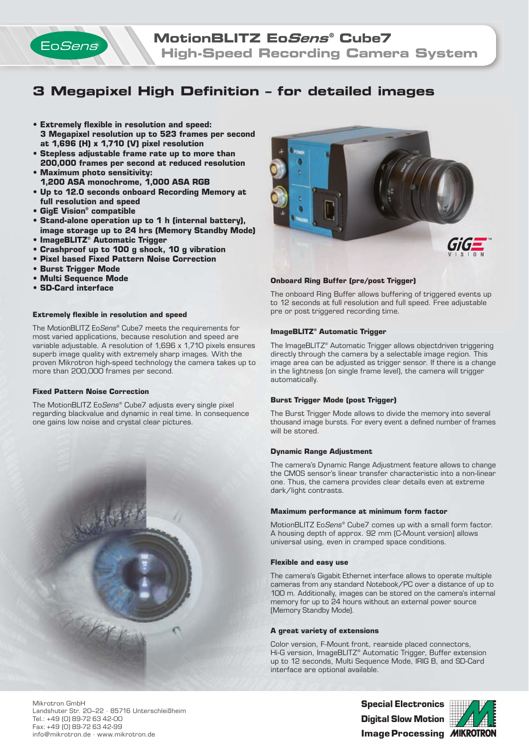# MotionBLITZ EoSens® Cube7
## High-Speed Recording Camera System

# 3 Megapixel High Definition – for detailed images

- **Extremely flexible in resolution and speed: 3 Megapixel resolution up to 523 frames per second at 1,696 (H) x 1,710 (V) pixel resolution**
- **Stepless adjustable frame rate up to more than 200,000 frames per second at reduced resolution**
- **Maximum photo sensitivity: 1,200 ASA monochrome, 1,000 ASA RGB**
- **Up to 12.0 seconds onboard Recording Memory at full resolution and speed**
- **GigE Vision® compatible**
- **Stand-alone operation up to 1 h (internal battery), image storage up to 24 hrs (Memory Standby Mode)**
- **ImageBLITZ® Automatic Trigger**
- **Crashproof up to 100 g shock, 10 g vibration**
- **Pixel based Fixed Pattern Noise Correction**
- **Burst Trigger Mode**
- **Multi Sequence Mode**
- **SD-Card interface**

### Extremely flexible in resolution and speed

The MotionBLITZ Eo*Sens*® Cube7 meets the requirements for most varied applications, because resolution and speed are variable adjustable. A resolution of 1,696 x 1,710 pixels ensures superb image quality with extremely sharp images. With the proven Mikrotron high-speed technology the camera takes up to more than 200,000 frames per second.

### Fixed Pattern Noise Correction

The MotionBLITZ Eo*Sens*® Cube7 adjusts every single pixel regarding blackvalue and dynamic in real time. In consequence one gains low noise and crystal clear pictures.

### Onboard Ring Buffer (pre/post Trigger)

The onboard Ring Buffer allows buffering of triggered events up to 12 seconds at full resolution and full speed. Free adjustable pre or post triggered recording time.

### ImageBLITZ® Automatic Trigger

The ImageBLITZ® Automatic Trigger allows objectdriven triggering directly through the camera by a selectable image region. This image area can be adjusted as trigger sensor. If there is a change in the lightness (on single frame level), the camera will trigger automatically.

### Burst Trigger Mode (post Trigger)

The Burst Trigger Mode allows to divide the memory into several thousand image bursts. For every event a defined number of frames will be stored.

### Dynamic Range Adjustment

The camera's Dynamic Range Adjustment feature allows to change the CMOS sensor's linear transfer characteristic into a non-linear one. Thus, the camera provides clear details even at extreme dark/light contrasts.

### Maximum performance at minimum form factor

MotionBLITZ Eo*Sens*® Cube7 comes up with a small form factor. A housing depth of approx. 92 mm (C-Mount version) allows universal using, even in cramped space conditions.

### Flexible and easy use

The camera's Gigabit Ethernet interface allows to operate multiple cameras from any standard Notebook/PC over a distance of up to 100 m. Additionally, images can be stored on the camera's internal memory for up to 24 hours without an external power source (Memory Standby Mode).

### A great variety of extensions

Color version, F-Mount front, rearside placed connectors, Hi-G version, ImageBLITZ® Automatic Trigger, Buffer extension up to 12 seconds, Multi Sequence Mode, IRIG B, and SD-Card interface are optional available.

Mikrotron GmbH
Landshuter Str. 20–22 · 85716 Unterschleißheim
Tel.: +49 (0) 89-72 63 42-00
Fax: +49 (0) 89-72 63 42-99
info@mikrotron.de · www.mikrotron.de

**Special Electronics**
**Digital Slow Motion**
**Image Processing**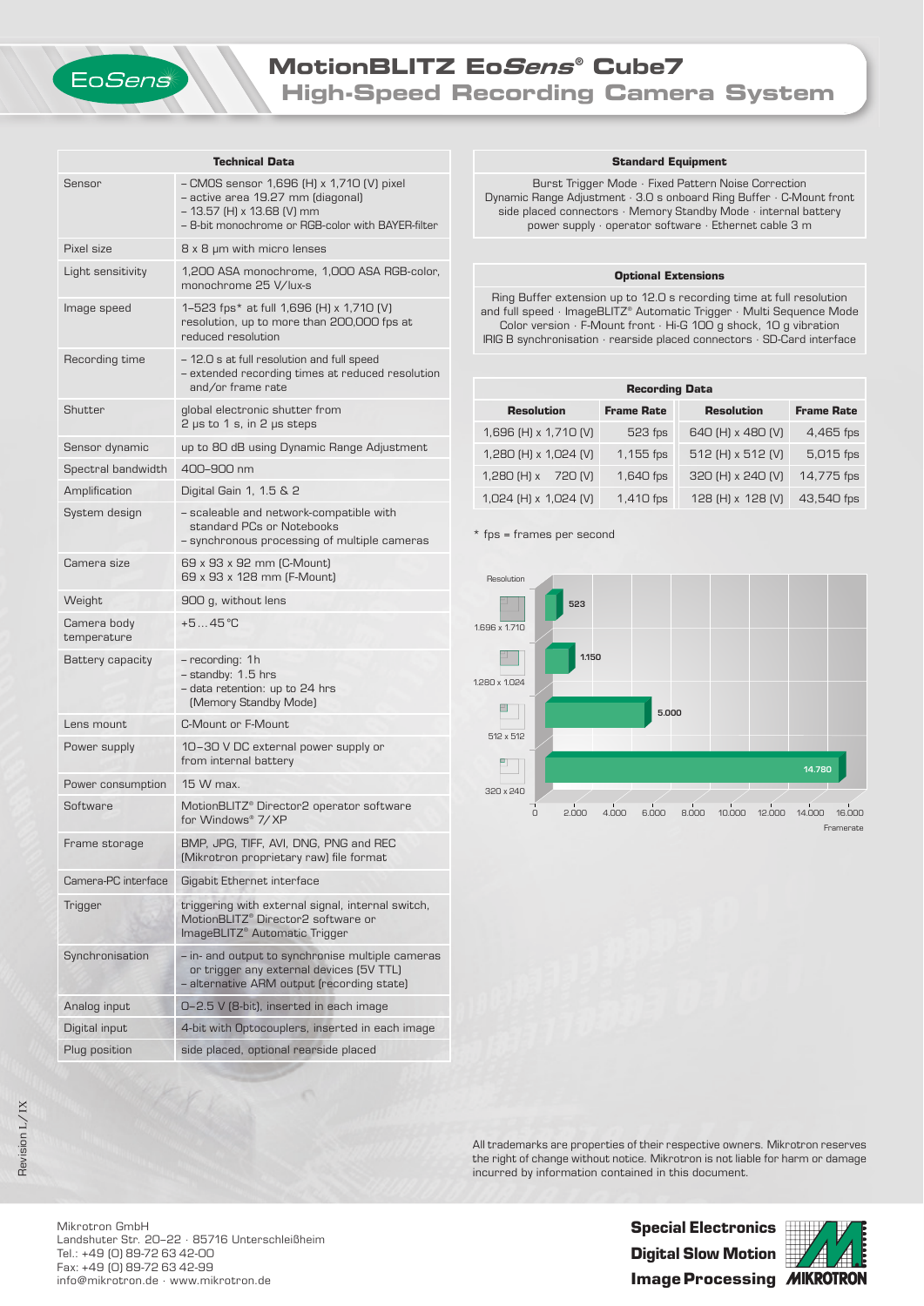# MotionBLITZ Eo*Sens*® Cube7
## High-Speed Recording Camera System

| Technical Data | |
|---|---|
| Sensor | – CMOS sensor 1,696 (H) x 1,710 (V) pixel<br>– active area 19.27 mm (diagonal)<br>– 13.57 (H) x 13.68 (V) mm<br>– 8-bit monochrome or RGB-color with BAYER-filter |
| Pixel size | 8 x 8 µm with micro lenses |
| Light sensitivity | 1,200 ASA monochrome, 1,000 ASA RGB-color, monochrome 25 V/lux-s |
| Image speed | 1–523 fps* at full 1,696 (H) x 1,710 (V) resolution, up to more than 200,000 fps at reduced resolution |
| Recording time | – 12.0 s at full resolution and full speed<br>– extended recording times at reduced resolution and/or frame rate |
| Shutter | global electronic shutter from 2 µs to 1 s, in 2 µs steps |
| Sensor dynamic | up to 80 dB using Dynamic Range Adjustment |
| Spectral bandwidth | 400–900 nm |
| Amplification | Digital Gain 1, 1.5 & 2 |
| System design | – scaleable and network-compatible with standard PCs or Notebooks<br>– synchronous processing of multiple cameras |
| Camera size | 69 x 93 x 92 mm (C-Mount)<br>69 x 93 x 128 mm (F-Mount) |
| Weight | 900 g, without lens |
| Camera body temperature | +5 … 45 °C |
| Battery capacity | – recording: 1h<br>– standby: 1.5 hrs<br>– data retention: up to 24 hrs (Memory Standby Mode) |
| Lens mount | C-Mount or F-Mount |
| Power supply | 10–30 V DC external power supply or from internal battery |
| Power consumption | 15 W max. |
| Software | MotionBLITZ® Director2 operator software for Windows® 7/XP |
| Frame storage | BMP, JPG, TIFF, AVI, DNG, PNG and REC (Mikrotron proprietary raw) file format |
| Camera-PC interface | Gigabit Ethernet interface |
| Trigger | triggering with external signal, internal switch, MotionBLITZ® Director2 software or ImageBLITZ® Automatic Trigger |
| Synchronisation | – in- and output to synchronise multiple cameras or trigger any external devices (5V TTL)<br>– alternative ARM output (recording state) |
| Analog input | 0–2.5 V (8-bit), inserted in each image |
| Digital input | 4-bit with Optocouplers, inserted in each image |
| Plug position | side placed, optional rearside placed |

### Standard Equipment

Burst Trigger Mode · Fixed Pattern Noise Correction Dynamic Range Adjustment · 3.0 s onboard Ring Buffer · C-Mount front side placed connectors · Memory Standby Mode · internal battery power supply · operator software · Ethernet cable 3 m

### Optional Extensions

Ring Buffer extension up to 12.0 s recording time at full resolution and full speed · ImageBLITZ® Automatic Trigger · Multi Sequence Mode Color version · F-Mount front · Hi-G 100 g shock, 10 g vibration IRIG B synchronisation · rearside placed connectors · SD-Card interface

### Recording Data

| Resolution | Frame Rate | Resolution | Frame Rate |
|---|---|---|---|
| 1,696 (H) x 1,710 (V) | 523 fps | 640 (H) x 480 (V) | 4,465 fps |
| 1,280 (H) x 1,024 (V) | 1,155 fps | 512 (H) x 512 (V) | 5,015 fps |
| 1,280 (H) x 720 (V) | 1,640 fps | 320 (H) x 240 (V) | 14,775 fps |
| 1,024 (H) x 1,024 (V) | 1,410 fps | 128 (H) x 128 (V) | 43,540 fps |

\* fps = frames per second

Resolution
1.696 x 1.710
1.280 x 1.024
512 x 512
320 x 240
523
1.150
5.000
14.780
0 2.000 4.000 6.000 8.000 10.000 12.000 14.000 16.000
Framerate

Revision L/IX

All trademarks are properties of their respective owners. Mikrotron reserves the right of change without notice. Mikrotron is not liable for harm or damage incurred by information contained in this document.

Mikrotron GmbH
Landshuter Str. 20–22 · 85716 Unterschleißheim
Tel.: +49 (0) 89-72 63 42-00
Fax: +49 (0) 89-72 63 42-99
info@mikrotron.de · www.mikrotron.de

**Special Electronics**
**Digital Slow Motion**
**Image Processing**
MIKROTRON